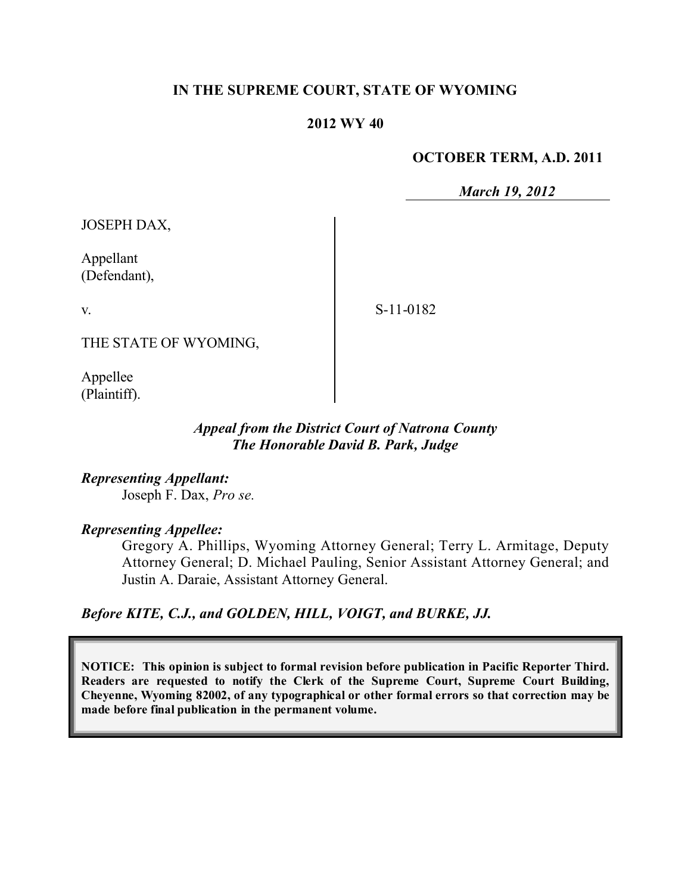**IN THE SUPREME COURT, STATE OF WYOMING**

**2012 WY 40**

**OCTOBER TERM, A.D. 2011**

*March 19, 2012*

JOSEPH DAX,

Appellant
(Defendant),

v.

THE STATE OF WYOMING,

Appellee
(Plaintiff).

S-11-0182

*Appeal from the District Court of Natrona County*
*The Honorable David B. Park, Judge*

***Representing Appellant:***

Joseph F. Dax, *Pro se.*

***Representing Appellee:***

Gregory A. Phillips, Wyoming Attorney General; Terry L. Armitage, Deputy Attorney General; D. Michael Pauling, Senior Assistant Attorney General; and Justin A. Daraie, Assistant Attorney General.

***Before KITE, C.J., and GOLDEN, HILL, VOIGT, and BURKE, JJ.***

**NOTICE: This opinion is subject to formal revision before publication in Pacific Reporter Third. Readers are requested to notify the Clerk of the Supreme Court, Supreme Court Building, Cheyenne, Wyoming 82002, of any typographical or other formal errors so that correction may be made before final publication in the permanent volume.**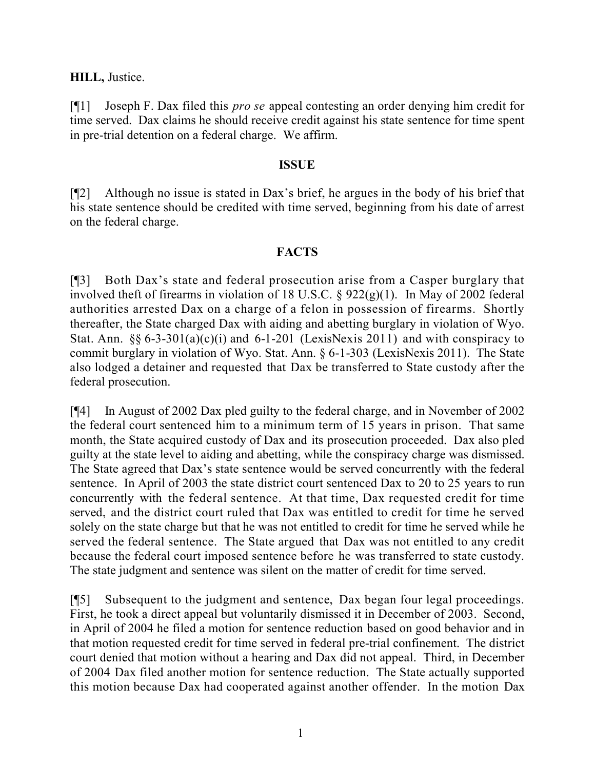**HILL,** Justice.

[¶1] Joseph F. Dax filed this *pro se* appeal contesting an order denying him credit for time served. Dax claims he should receive credit against his state sentence for time spent in pre-trial detention on a federal charge. We affirm.

## ISSUE

[¶2] Although no issue is stated in Dax's brief, he argues in the body of his brief that his state sentence should be credited with time served, beginning from his date of arrest on the federal charge.

## FACTS

[¶3] Both Dax's state and federal prosecution arise from a Casper burglary that involved theft of firearms in violation of 18 U.S.C. § 922(g)(1). In May of 2002 federal authorities arrested Dax on a charge of a felon in possession of firearms. Shortly thereafter, the State charged Dax with aiding and abetting burglary in violation of Wyo. Stat. Ann. §§ 6-3-301(a)(c)(i) and 6-1-201 (LexisNexis 2011) and with conspiracy to commit burglary in violation of Wyo. Stat. Ann. § 6-1-303 (LexisNexis 2011). The State also lodged a detainer and requested that Dax be transferred to State custody after the federal prosecution.

[¶4] In August of 2002 Dax pled guilty to the federal charge, and in November of 2002 the federal court sentenced him to a minimum term of 15 years in prison. That same month, the State acquired custody of Dax and its prosecution proceeded. Dax also pled guilty at the state level to aiding and abetting, while the conspiracy charge was dismissed. The State agreed that Dax's state sentence would be served concurrently with the federal sentence. In April of 2003 the state district court sentenced Dax to 20 to 25 years to run concurrently with the federal sentence. At that time, Dax requested credit for time served, and the district court ruled that Dax was entitled to credit for time he served solely on the state charge but that he was not entitled to credit for time he served while he served the federal sentence. The State argued that Dax was not entitled to any credit because the federal court imposed sentence before he was transferred to state custody. The state judgment and sentence was silent on the matter of credit for time served.

[¶5] Subsequent to the judgment and sentence, Dax began four legal proceedings. First, he took a direct appeal but voluntarily dismissed it in December of 2003. Second, in April of 2004 he filed a motion for sentence reduction based on good behavior and in that motion requested credit for time served in federal pre-trial confinement. The district court denied that motion without a hearing and Dax did not appeal. Third, in December of 2004 Dax filed another motion for sentence reduction. The State actually supported this motion because Dax had cooperated against another offender. In the motion Dax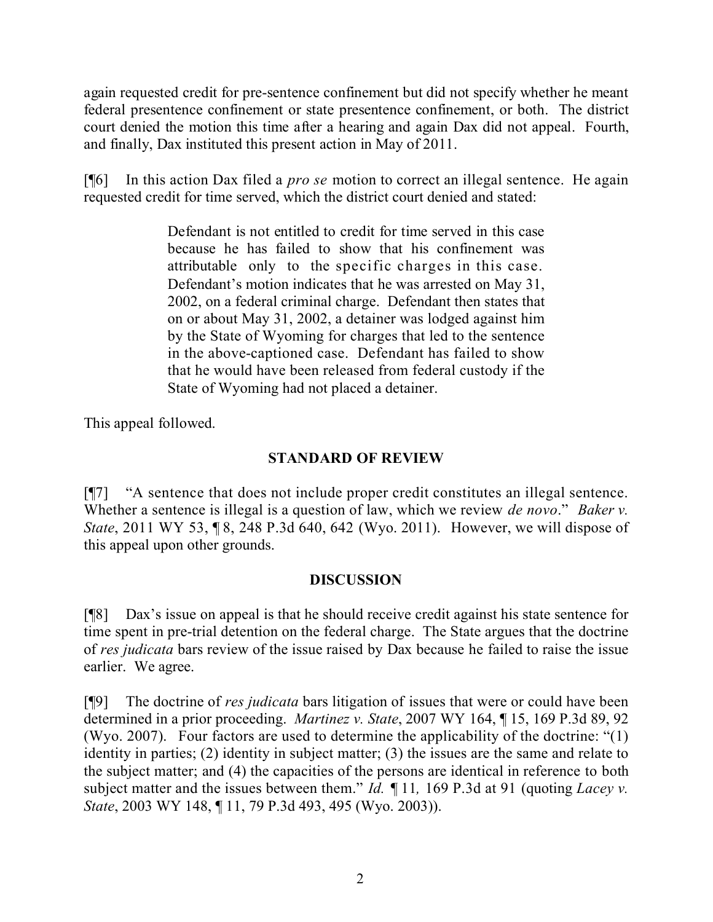again requested credit for pre-sentence confinement but did not specify whether he meant federal presentence confinement or state presentence confinement, or both. The district court denied the motion this time after a hearing and again Dax did not appeal. Fourth, and finally, Dax instituted this present action in May of 2011.

[¶6] In this action Dax filed a *pro se* motion to correct an illegal sentence. He again requested credit for time served, which the district court denied and stated:

> Defendant is not entitled to credit for time served in this case because he has failed to show that his confinement was attributable only to the specific charges in this case. Defendant's motion indicates that he was arrested on May 31, 2002, on a federal criminal charge. Defendant then states that on or about May 31, 2002, a detainer was lodged against him by the State of Wyoming for charges that led to the sentence in the above-captioned case. Defendant has failed to show that he would have been released from federal custody if the State of Wyoming had not placed a detainer.

This appeal followed.

## STANDARD OF REVIEW

[¶7] "A sentence that does not include proper credit constitutes an illegal sentence. Whether a sentence is illegal is a question of law, which we review *de novo*." *Baker v. State*, 2011 WY 53, ¶ 8, 248 P.3d 640, 642 (Wyo. 2011). However, we will dispose of this appeal upon other grounds.

## DISCUSSION

[¶8] Dax's issue on appeal is that he should receive credit against his state sentence for time spent in pre-trial detention on the federal charge. The State argues that the doctrine of *res judicata* bars review of the issue raised by Dax because he failed to raise the issue earlier. We agree.

[¶9] The doctrine of *res judicata* bars litigation of issues that were or could have been determined in a prior proceeding. *Martinez v. State*, 2007 WY 164, ¶ 15, 169 P.3d 89, 92 (Wyo. 2007). Four factors are used to determine the applicability of the doctrine: "(1) identity in parties; (2) identity in subject matter; (3) the issues are the same and relate to the subject matter; and (4) the capacities of the persons are identical in reference to both subject matter and the issues between them." *Id.* ¶ 11, 169 P.3d at 91 (quoting *Lacey v. State*, 2003 WY 148, ¶ 11, 79 P.3d 493, 495 (Wyo. 2003)).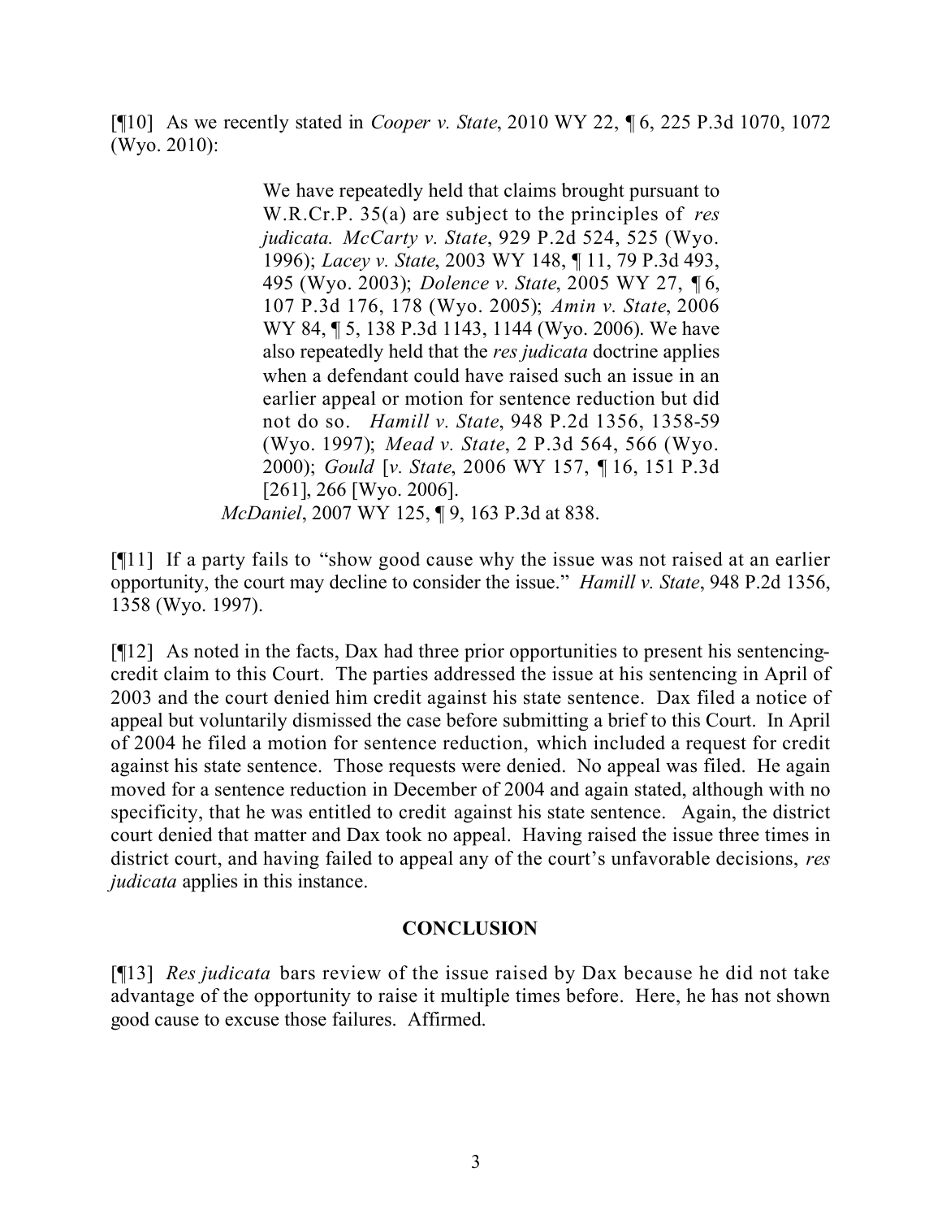[¶10] As we recently stated in *Cooper v. State*, 2010 WY 22, ¶ 6, 225 P.3d 1070, 1072 (Wyo. 2010):

> We have repeatedly held that claims brought pursuant to W.R.Cr.P. 35(a) are subject to the principles of *res judicata. McCarty v. State*, 929 P.2d 524, 525 (Wyo. 1996); *Lacey v. State*, 2003 WY 148, ¶ 11, 79 P.3d 493, 495 (Wyo. 2003); *Dolence v. State*, 2005 WY 27, ¶ 6, 107 P.3d 176, 178 (Wyo. 2005); *Amin v. State*, 2006 WY 84, ¶ 5, 138 P.3d 1143, 1144 (Wyo. 2006). We have also repeatedly held that the *res judicata* doctrine applies when a defendant could have raised such an issue in an earlier appeal or motion for sentence reduction but did not do so. *Hamill v. State*, 948 P.2d 1356, 1358-59 (Wyo. 1997); *Mead v. State*, 2 P.3d 564, 566 (Wyo. 2000); *Gould* [*v. State*, 2006 WY 157, ¶ 16, 151 P.3d [261], 266 [Wyo. 2006].

*McDaniel*, 2007 WY 125, ¶ 9, 163 P.3d at 838.

[¶11] If a party fails to "show good cause why the issue was not raised at an earlier opportunity, the court may decline to consider the issue." *Hamill v. State*, 948 P.2d 1356, 1358 (Wyo. 1997).

[¶12] As noted in the facts, Dax had three prior opportunities to present his sentencing-credit claim to this Court. The parties addressed the issue at his sentencing in April of 2003 and the court denied him credit against his state sentence. Dax filed a notice of appeal but voluntarily dismissed the case before submitting a brief to this Court. In April of 2004 he filed a motion for sentence reduction, which included a request for credit against his state sentence. Those requests were denied. No appeal was filed. He again moved for a sentence reduction in December of 2004 and again stated, although with no specificity, that he was entitled to credit against his state sentence. Again, the district court denied that matter and Dax took no appeal. Having raised the issue three times in district court, and having failed to appeal any of the court's unfavorable decisions, *res judicata* applies in this instance.

## CONCLUSION

[¶13] *Res judicata* bars review of the issue raised by Dax because he did not take advantage of the opportunity to raise it multiple times before. Here, he has not shown good cause to excuse those failures. Affirmed.